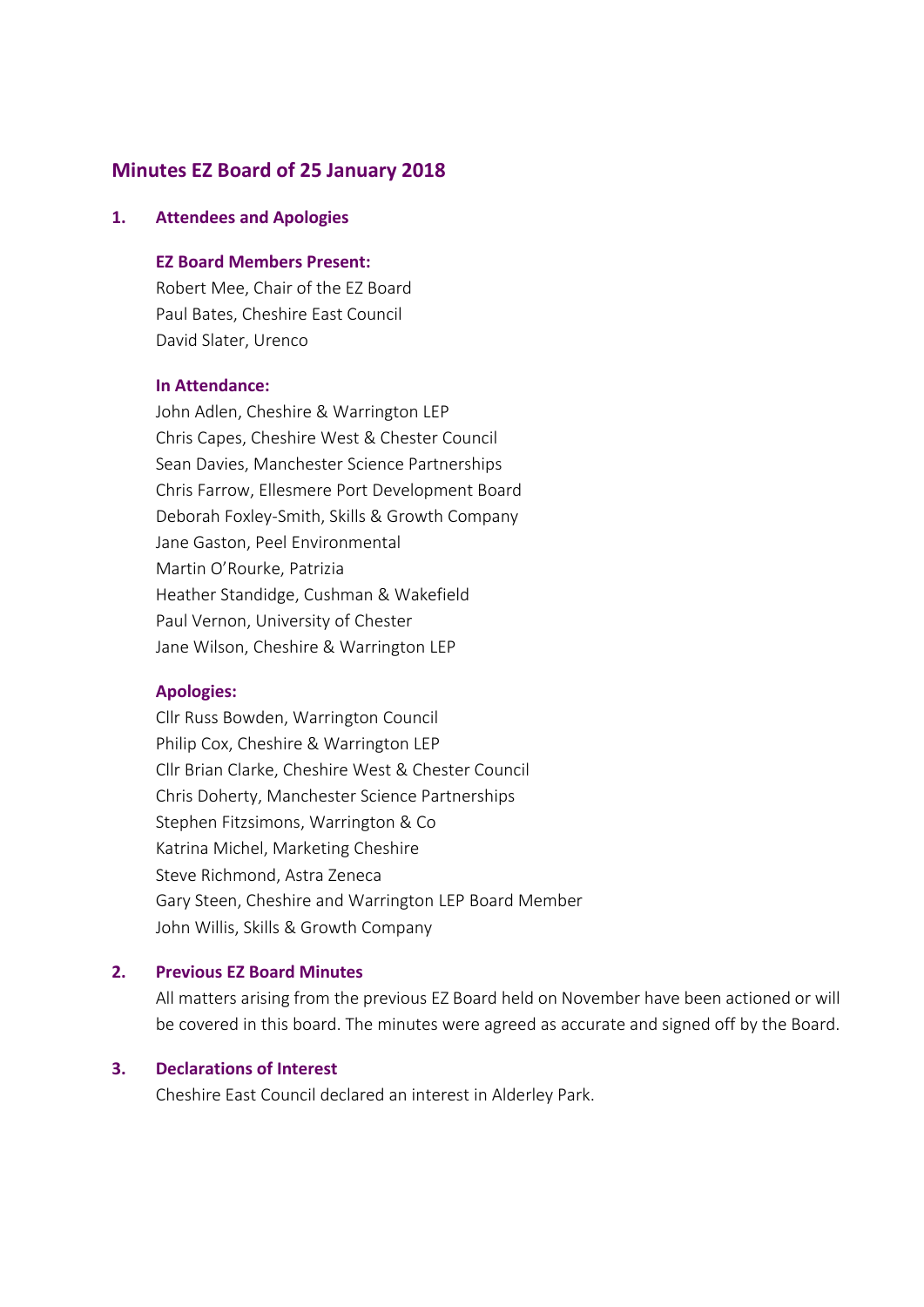# Minutes EZ Board of 25 January 2018

## 1. Attendees and Apologies

**EZ Board Members Present:**

Robert Mee, Chair of the EZ Board
Paul Bates, Cheshire East Council
David Slater, Urenco

**In Attendance:**

John Adlen, Cheshire & Warrington LEP
Chris Capes, Cheshire West & Chester Council
Sean Davies, Manchester Science Partnerships
Chris Farrow, Ellesmere Port Development Board
Deborah Foxley-Smith, Skills & Growth Company
Jane Gaston, Peel Environmental
Martin O'Rourke, Patrizia
Heather Standidge, Cushman & Wakefield
Paul Vernon, University of Chester
Jane Wilson, Cheshire & Warrington LEP

**Apologies:**

Cllr Russ Bowden, Warrington Council
Philip Cox, Cheshire & Warrington LEP
Cllr Brian Clarke, Cheshire West & Chester Council
Chris Doherty, Manchester Science Partnerships
Stephen Fitzsimons, Warrington & Co
Katrina Michel, Marketing Cheshire
Steve Richmond, Astra Zeneca
Gary Steen, Cheshire and Warrington LEP Board Member
John Willis, Skills & Growth Company

## 2. Previous EZ Board Minutes

All matters arising from the previous EZ Board held on November have been actioned or will be covered in this board. The minutes were agreed as accurate and signed off by the Board.

## 3. Declarations of Interest

Cheshire East Council declared an interest in Alderley Park.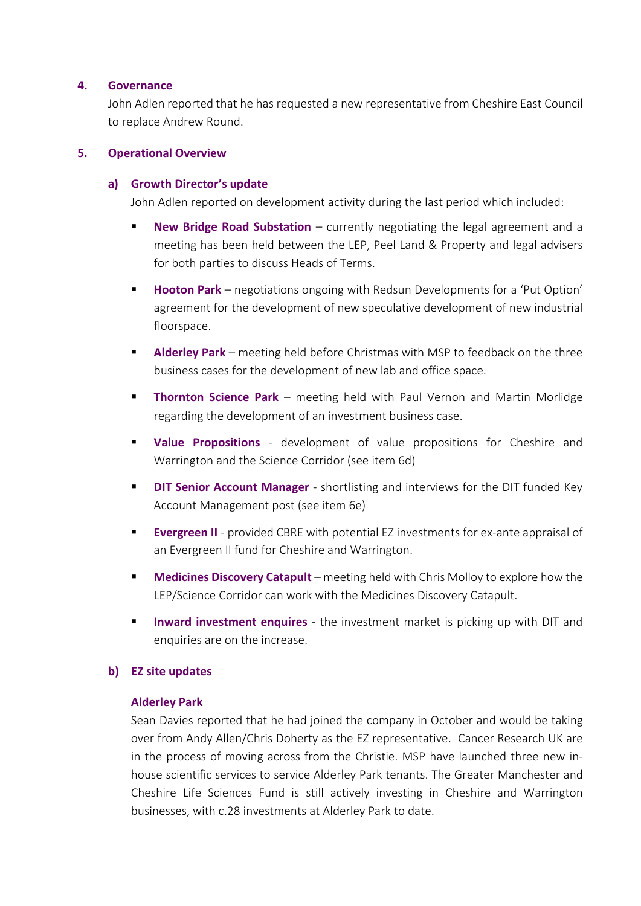## 4. Governance

John Adlen reported that he has requested a new representative from Cheshire East Council to replace Andrew Round.

## 5. Operational Overview

### a) Growth Director's update

John Adlen reported on development activity during the last period which included:

- **New Bridge Road Substation** – currently negotiating the legal agreement and a meeting has been held between the LEP, Peel Land & Property and legal advisers for both parties to discuss Heads of Terms.
- **Hooton Park** – negotiations ongoing with Redsun Developments for a 'Put Option' agreement for the development of new speculative development of new industrial floorspace.
- **Alderley Park** – meeting held before Christmas with MSP to feedback on the three business cases for the development of new lab and office space.
- **Thornton Science Park** – meeting held with Paul Vernon and Martin Morlidge regarding the development of an investment business case.
- **Value Propositions** - development of value propositions for Cheshire and Warrington and the Science Corridor (see item 6d)
- **DIT Senior Account Manager** - shortlisting and interviews for the DIT funded Key Account Management post (see item 6e)
- **Evergreen II** - provided CBRE with potential EZ investments for ex-ante appraisal of an Evergreen II fund for Cheshire and Warrington.
- **Medicines Discovery Catapult** – meeting held with Chris Molloy to explore how the LEP/Science Corridor can work with the Medicines Discovery Catapult.
- **Inward investment enquires** - the investment market is picking up with DIT and enquiries are on the increase.

### b) EZ site updates

#### Alderley Park

Sean Davies reported that he had joined the company in October and would be taking over from Andy Allen/Chris Doherty as the EZ representative. Cancer Research UK are in the process of moving across from the Christie. MSP have launched three new in-house scientific services to service Alderley Park tenants. The Greater Manchester and Cheshire Life Sciences Fund is still actively investing in Cheshire and Warrington businesses, with c.28 investments at Alderley Park to date.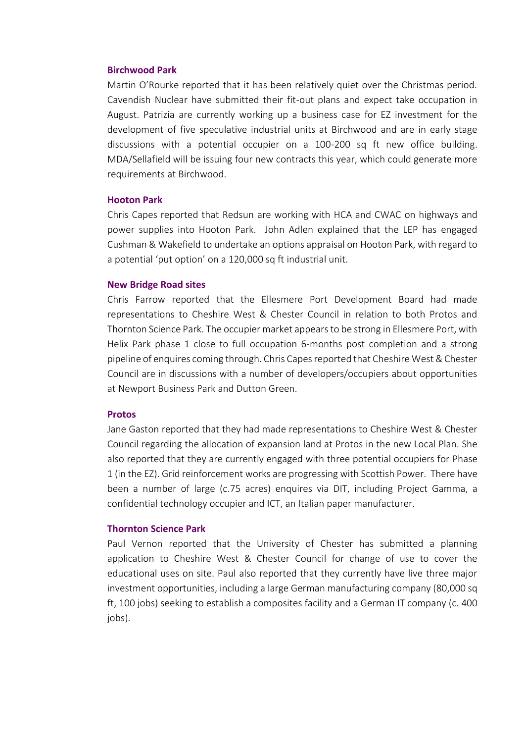**Birchwood Park**

Martin O'Rourke reported that it has been relatively quiet over the Christmas period. Cavendish Nuclear have submitted their fit-out plans and expect take occupation in August. Patrizia are currently working up a business case for EZ investment for the development of five speculative industrial units at Birchwood and are in early stage discussions with a potential occupier on a 100-200 sq ft new office building. MDA/Sellafield will be issuing four new contracts this year, which could generate more requirements at Birchwood.

**Hooton Park**

Chris Capes reported that Redsun are working with HCA and CWAC on highways and power supplies into Hooton Park. John Adlen explained that the LEP has engaged Cushman & Wakefield to undertake an options appraisal on Hooton Park, with regard to a potential 'put option' on a 120,000 sq ft industrial unit.

**New Bridge Road sites**

Chris Farrow reported that the Ellesmere Port Development Board had made representations to Cheshire West & Chester Council in relation to both Protos and Thornton Science Park. The occupier market appears to be strong in Ellesmere Port, with Helix Park phase 1 close to full occupation 6-months post completion and a strong pipeline of enquires coming through. Chris Capes reported that Cheshire West & Chester Council are in discussions with a number of developers/occupiers about opportunities at Newport Business Park and Dutton Green.

**Protos**

Jane Gaston reported that they had made representations to Cheshire West & Chester Council regarding the allocation of expansion land at Protos in the new Local Plan. She also reported that they are currently engaged with three potential occupiers for Phase 1 (in the EZ). Grid reinforcement works are progressing with Scottish Power. There have been a number of large (c.75 acres) enquires via DIT, including Project Gamma, a confidential technology occupier and ICT, an Italian paper manufacturer.

**Thornton Science Park**

Paul Vernon reported that the University of Chester has submitted a planning application to Cheshire West & Chester Council for change of use to cover the educational uses on site. Paul also reported that they currently have live three major investment opportunities, including a large German manufacturing company (80,000 sq ft, 100 jobs) seeking to establish a composites facility and a German IT company (c. 400 jobs).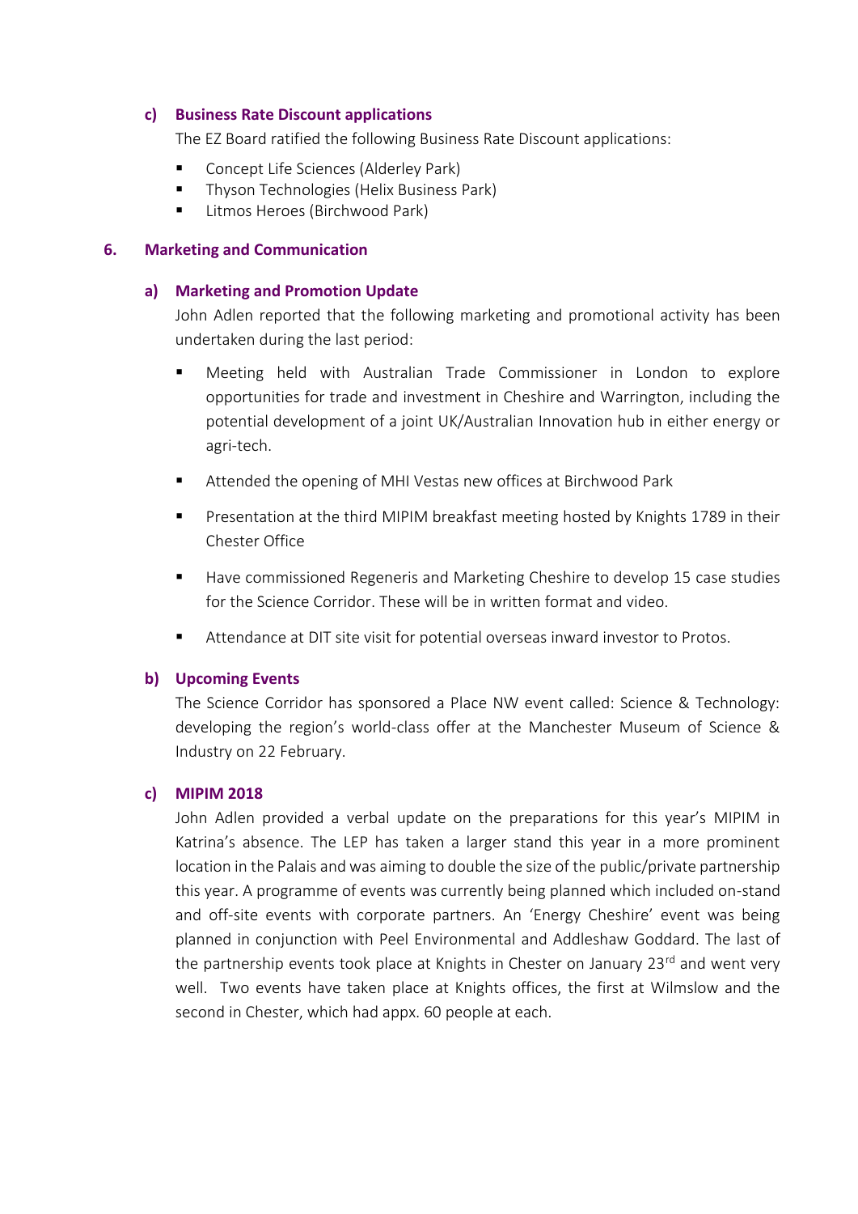### c) Business Rate Discount applications

The EZ Board ratified the following Business Rate Discount applications:

- Concept Life Sciences (Alderley Park)
- Thyson Technologies (Helix Business Park)
- Litmos Heroes (Birchwood Park)

## 6. Marketing and Communication

### a) Marketing and Promotion Update

John Adlen reported that the following marketing and promotional activity has been undertaken during the last period:

- Meeting held with Australian Trade Commissioner in London to explore opportunities for trade and investment in Cheshire and Warrington, including the potential development of a joint UK/Australian Innovation hub in either energy or agri-tech.
- Attended the opening of MHI Vestas new offices at Birchwood Park
- Presentation at the third MIPIM breakfast meeting hosted by Knights 1789 in their Chester Office
- Have commissioned Regeneris and Marketing Cheshire to develop 15 case studies for the Science Corridor. These will be in written format and video.
- Attendance at DIT site visit for potential overseas inward investor to Protos.

### b) Upcoming Events

The Science Corridor has sponsored a Place NW event called: Science & Technology: developing the region's world-class offer at the Manchester Museum of Science & Industry on 22 February.

### c) MIPIM 2018

John Adlen provided a verbal update on the preparations for this year's MIPIM in Katrina's absence. The LEP has taken a larger stand this year in a more prominent location in the Palais and was aiming to double the size of the public/private partnership this year. A programme of events was currently being planned which included on-stand and off-site events with corporate partners. An 'Energy Cheshire' event was being planned in conjunction with Peel Environmental and Addleshaw Goddard. The last of the partnership events took place at Knights in Chester on January 23rd and went very well. Two events have taken place at Knights offices, the first at Wilmslow and the second in Chester, which had appx. 60 people at each.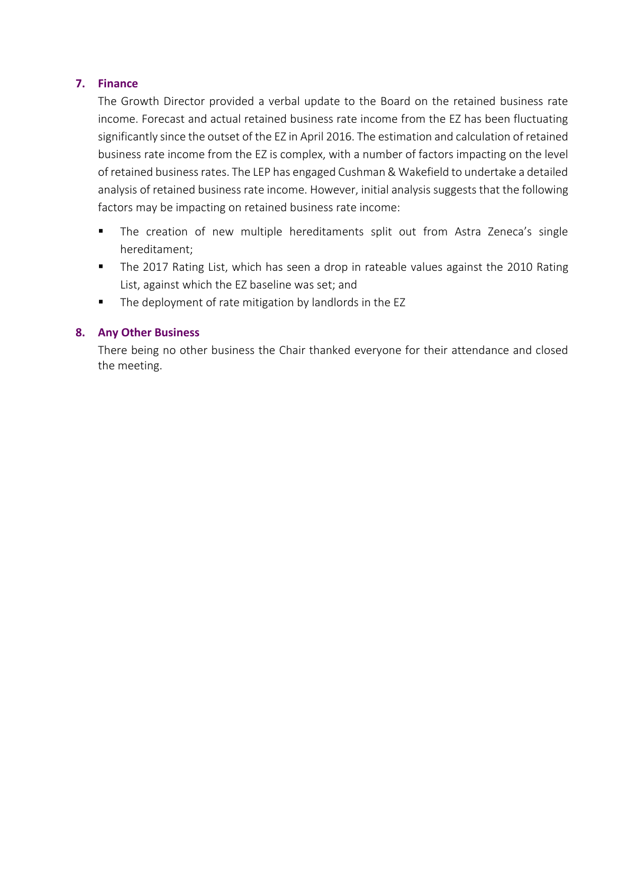## 7. Finance

The Growth Director provided a verbal update to the Board on the retained business rate income. Forecast and actual retained business rate income from the EZ has been fluctuating significantly since the outset of the EZ in April 2016. The estimation and calculation of retained business rate income from the EZ is complex, with a number of factors impacting on the level of retained business rates. The LEP has engaged Cushman & Wakefield to undertake a detailed analysis of retained business rate income. However, initial analysis suggests that the following factors may be impacting on retained business rate income:

- The creation of new multiple hereditaments split out from Astra Zeneca's single hereditament;
- The 2017 Rating List, which has seen a drop in rateable values against the 2010 Rating List, against which the EZ baseline was set; and
- The deployment of rate mitigation by landlords in the EZ

## 8. Any Other Business

There being no other business the Chair thanked everyone for their attendance and closed the meeting.